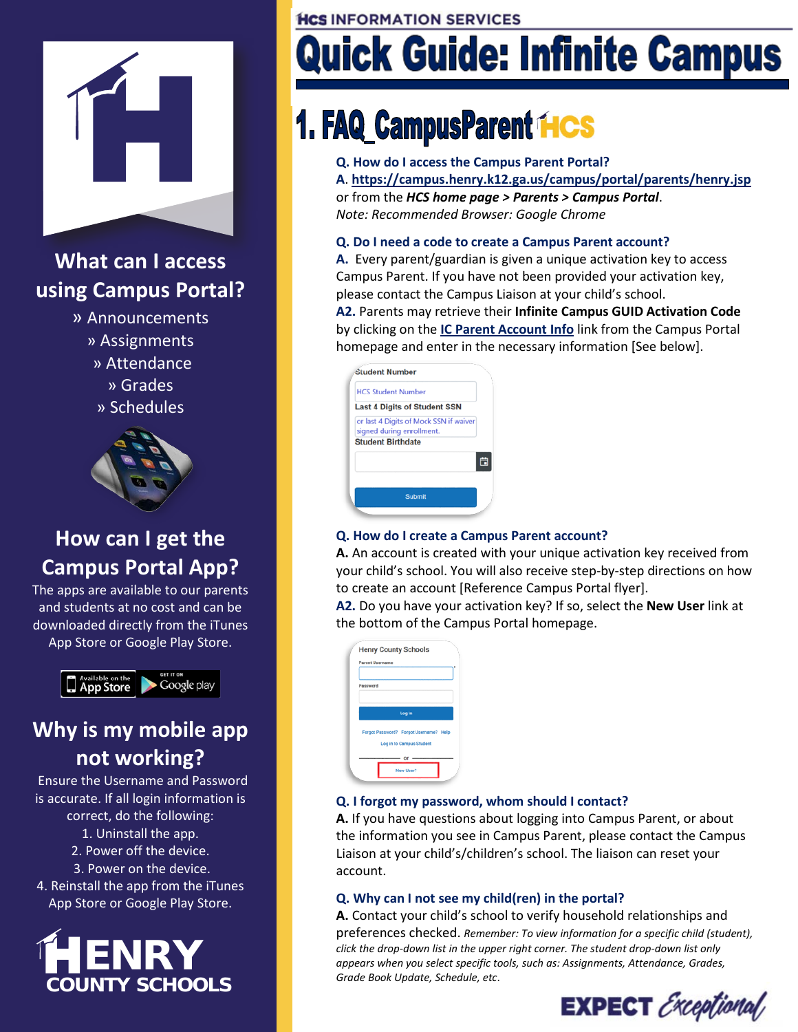HCS INFORMATION SERVICES

# Quick Guide: Infinite Campus

## What can I access using Campus Portal?

» Announcements
» Assignments
» Attendance
» Grades
» Schedules

## How can I get the Campus Portal App?

The apps are available to our parents and students at no cost and can be downloaded directly from the iTunes App Store or Google Play Store.

Available on the App Store | GET IT ON Google play

## Why is my mobile app not working?

Ensure the Username and Password is accurate. If all login information is correct, do the following:

1. Uninstall the app.
2. Power off the device.
3. Power on the device.
4. Reinstall the app from the iTunes App Store or Google Play Store.

HENRY COUNTY SCHOOLS

## 1. FAQ_CampusParent HCS

**Q. How do I access the Campus Parent Portal?**

**A.** https://campus.henry.k12.ga.us/campus/portal/parents/henry.jsp or from the ***HCS home page > Parents > Campus Portal***.
*Note: Recommended Browser: Google Chrome*

**Q. Do I need a code to create a Campus Parent account?**

**A.** Every parent/guardian is given a unique activation key to access Campus Parent. If you have not been provided your activation key, please contact the Campus Liaison at your child's school.

**A2.** Parents may retrieve their **Infinite Campus GUID Activation Code** by clicking on the IC Parent Account Info link from the Campus Portal homepage and enter in the necessary information [See below].

Student Number
HCS Student Number
Last 4 Digits of Student SSN
or last 4 Digits of Mock SSN if waiver signed during enrollment.
Student Birthdate
Submit

**Q. How do I create a Campus Parent account?**

**A.** An account is created with your unique activation key received from your child's school. You will also receive step-by-step directions on how to create an account [Reference Campus Portal flyer].

**A2.** Do you have your activation key? If so, select the **New User** link at the bottom of the Campus Portal homepage.

Henry County Schools
Parent Username
Password
Log In
Forgot Password? Forgot Username? Help
Log in to Campus Student
or
New User?

**Q. I forgot my password, whom should I contact?**

**A.** If you have questions about logging into Campus Parent, or about the information you see in Campus Parent, please contact the Campus Liaison at your child's/children's school. The liaison can reset your account.

**Q. Why can I not see my child(ren) in the portal?**

**A.** Contact your child's school to verify household relationships and preferences checked. *Remember: To view information for a specific child (student), click the drop-down list in the upper right corner. The student drop-down list only appears when you select specific tools, such as: Assignments, Attendance, Grades, Grade Book Update, Schedule, etc.*

EXPECT *Exceptional*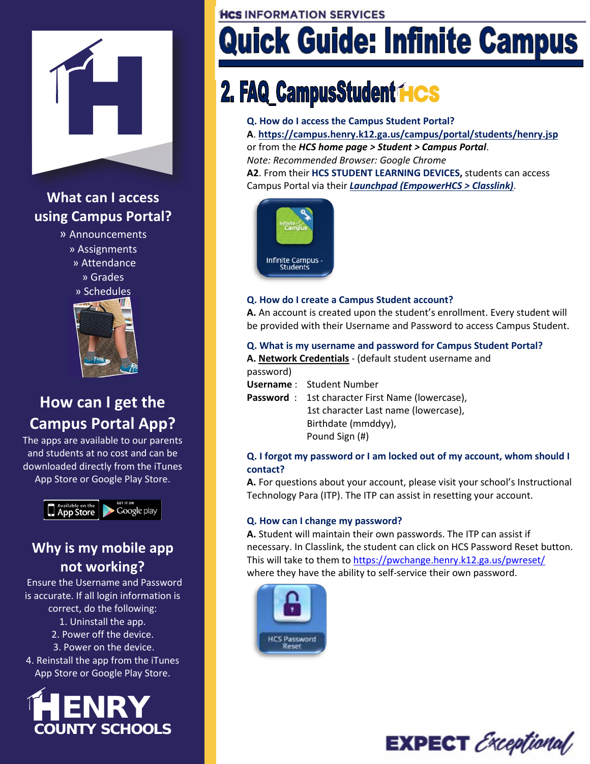HCS INFORMATION SERVICES

# Quick Guide: Infinite Campus

## 2. FAQ_CampusStudent HCS

**Q. How do I access the Campus Student Portal?**

**A**. **https://campus.henry.k12.ga.us/campus/portal/students/henry.jsp**
or from the ***HCS home page > Student > Campus Portal***.
*Note: Recommended Browser: Google Chrome*

**A2**. From their **HCS STUDENT LEARNING DEVICES,** students can access Campus Portal via their ***Launchpad (EmpowerHCS > Classlink)***.

Infinite Campus - Students

**Q. How do I create a Campus Student account?**

**A.** An account is created upon the student's enrollment. Every student will be provided with their Username and Password to access Campus Student.

**Q. What is my username and password for Campus Student Portal?**

**A. Network Credentials** - (default student username and password)

**Username** : Student Number

**Password** : 1st character First Name (lowercase),
1st character Last name (lowercase),
Birthdate (mmddyy),
Pound Sign (#)

**Q. I forgot my password or I am locked out of my account, whom should I contact?**

**A.** For questions about your account, please visit your school's Instructional Technology Para (ITP). The ITP can assist in resetting your account.

**Q. How can I change my password?**

**A.** Student will maintain their own passwords. The ITP can assist if necessary. In Classlink, the student can click on HCS Password Reset button. This will take to them to https://pwchange.henry.k12.ga.us/pwreset/ where they have the ability to self-service their own password.

HCS Password Reset

### What can I access using Campus Portal?

» Announcements
» Assignments
» Attendance
» Grades
» Schedules

### How can I get the Campus Portal App?

The apps are available to our parents and students at no cost and can be downloaded directly from the iTunes App Store or Google Play Store.

Available on the App Store | GET IT ON Google play

### Why is my mobile app not working?

Ensure the Username and Password is accurate. If all login information is correct, do the following:

1. Uninstall the app.
2. Power off the device.
3. Power on the device.
4. Reinstall the app from the iTunes App Store or Google Play Store.

HENRY COUNTY SCHOOLS

EXPECT *Exceptional*